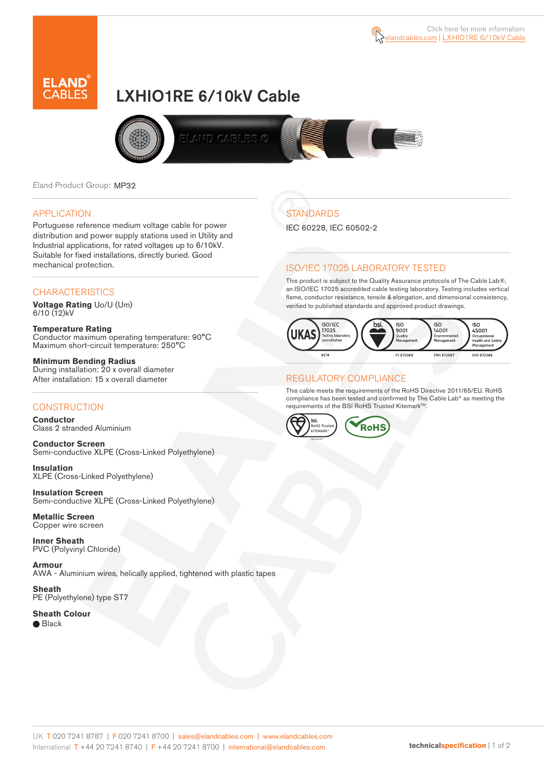Click here for more information: elandcables.com | LXHIO1RE 6/10kV Cable

# LXHIO1RE 6/10kV Cable

Eland Product Group: MP32

## APPLICATION

Portuguese reference medium voltage cable for power distribution and power supply stations used in Utility and Industrial applications, for rated voltages up to 6/10kV. Suitable for fixed installations, directly buried. Good mechanical protection.

## CHARACTERISTICS

**Voltage Rating** Uo/U (Um)
6/10 (12)kV

**Temperature Rating**
Conductor maximum operating temperature: 90°C
Maximum short-circuit temperature: 250°C

**Minimum Bending Radius**
During installation: 20 x overall diameter
After installation: 15 x overall diameter

## CONSTRUCTION

**Conductor**
Class 2 stranded Aluminium

**Conductor Screen**
Semi-conductive XLPE (Cross-Linked Polyethylene)

**Insulation**
XLPE (Cross-Linked Polyethylene)

**Insulation Screen**
Semi-conductive XLPE (Cross-Linked Polyethylene)

**Metallic Screen**
Copper wire screen

**Inner Sheath**
PVC (Polyvinyl Chloride)

**Armour**
AWA - Aluminium wires, helically applied, tightened with plastic tapes

**Sheath**
PE (Polyethylene) type ST7

**Sheath Colour**
● Black

## STANDARDS

IEC 60228, IEC 60502-2

## ISO/IEC 17025 LABORATORY TESTED

This product is subject to the Quality Assurance protocols of The Cable Lab®, an ISO/IEC 17025 accredited cable testing laboratory. Testing includes vertical flame, conductor resistance, tensile & elongation, and dimensional consistency, verified to published standards and approved product drawings.

UKAS ISO/IEC 17025 Testing laboratory accreditation 8578 | bsi ISO 9001 Quality Management FS 672069 | ISO 14001 Environmental Management EMS 672067 | ISO 45001 Occupational Health and Safety Management OHS 672066

## REGULATORY COMPLIANCE

This cable meets the requirements of the RoHS Directive 2011/65/EU. RoHS compliance has been tested and confirmed by The Cable Lab® as meeting the requirements of the BSI RoHS Trusted Kitemark™.

bsi RoHS Trusted KITEMARK™ | RoHS

UK T 020 7241 8787 | F 020 7241 8700 | sales@elandcables.com | www.elandcables.com
International T +44 20 7241 8740 | F +44 20 7241 8700 | international@elandcables.com

technicalspecification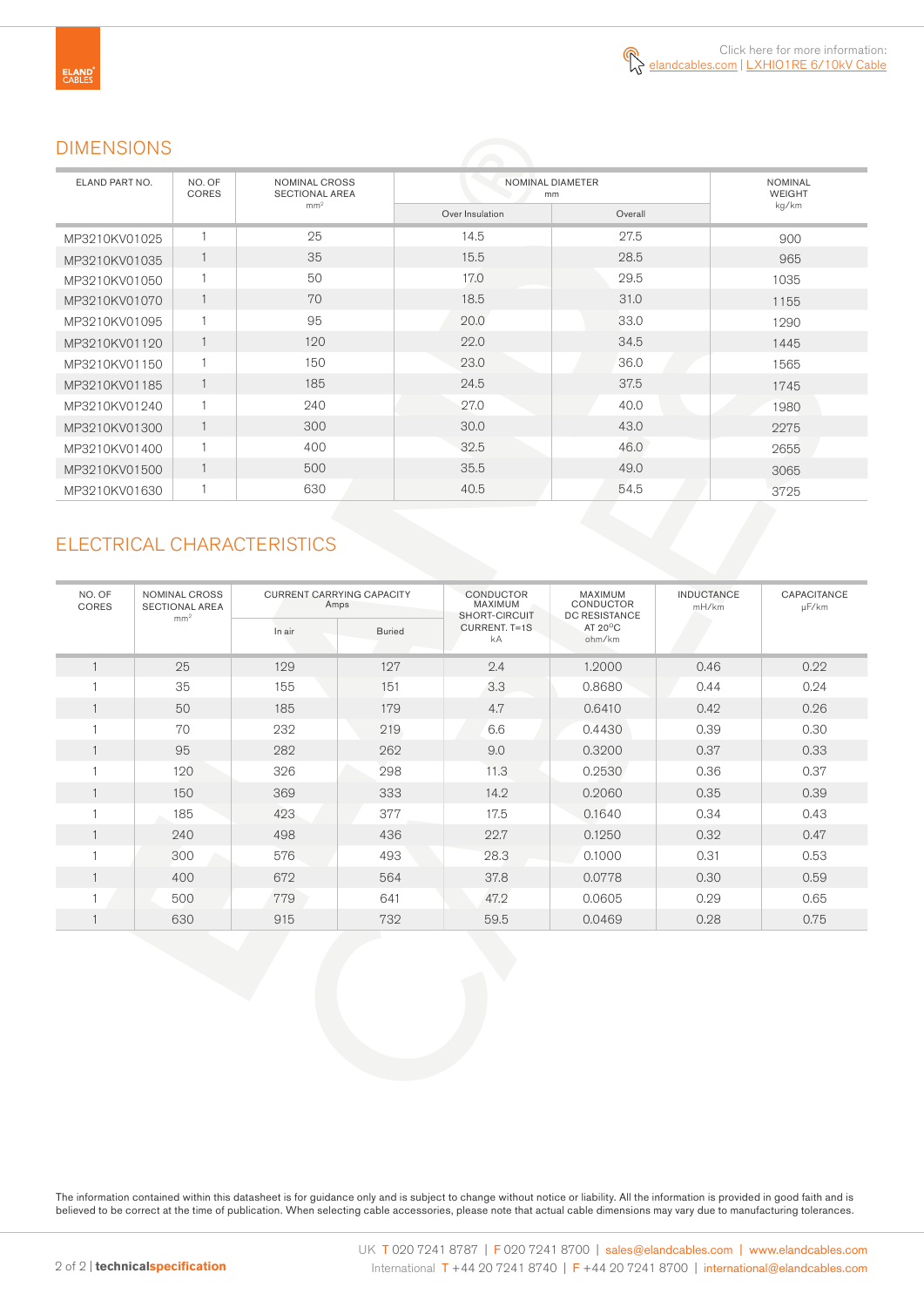Click here for more information: elandcables.com | LXHIO1RE 6/10kV Cable

## DIMENSIONS

| ELAND PART NO. | NO. OF CORES | NOMINAL CROSS SECTIONAL AREA mm² | NOMINAL DIAMETER mm | | NOMINAL WEIGHT kg/km |
|---|---|---|---|---|---|
| | | | Over Insulation | Overall | |
| MP3210KV01025 | 1 | 25 | 14.5 | 27.5 | 900 |
| MP3210KV01035 | 1 | 35 | 15.5 | 28.5 | 965 |
| MP3210KV01050 | 1 | 50 | 17.0 | 29.5 | 1035 |
| MP3210KV01070 | 1 | 70 | 18.5 | 31.0 | 1155 |
| MP3210KV01095 | 1 | 95 | 20.0 | 33.0 | 1290 |
| MP3210KV01120 | 1 | 120 | 22.0 | 34.5 | 1445 |
| MP3210KV01150 | 1 | 150 | 23.0 | 36.0 | 1565 |
| MP3210KV01185 | 1 | 185 | 24.5 | 37.5 | 1745 |
| MP3210KV01240 | 1 | 240 | 27.0 | 40.0 | 1980 |
| MP3210KV01300 | 1 | 300 | 30.0 | 43.0 | 2275 |
| MP3210KV01400 | 1 | 400 | 32.5 | 46.0 | 2655 |
| MP3210KV01500 | 1 | 500 | 35.5 | 49.0 | 3065 |
| MP3210KV01630 | 1 | 630 | 40.5 | 54.5 | 3725 |

## ELECTRICAL CHARACTERISTICS

| NO. OF CORES | NOMINAL CROSS SECTIONAL AREA mm² | CURRENT CARRYING CAPACITY Amps | | CONDUCTOR MAXIMUM SHORT-CIRCUIT CURRENT. T=1S kA | MAXIMUM CONDUCTOR DC RESISTANCE AT 20°C ohm/km | INDUCTANCE mH/km | CAPACITANCE µF/km |
|---|---|---|---|---|---|---|---|
| | | In air | Buried | | | | |
| 1 | 25 | 129 | 127 | 2.4 | 1.2000 | 0.46 | 0.22 |
| 1 | 35 | 155 | 151 | 3.3 | 0.8680 | 0.44 | 0.24 |
| 1 | 50 | 185 | 179 | 4.7 | 0.6410 | 0.42 | 0.26 |
| 1 | 70 | 232 | 219 | 6.6 | 0.4430 | 0.39 | 0.30 |
| 1 | 95 | 282 | 262 | 9.0 | 0.3200 | 0.37 | 0.33 |
| 1 | 120 | 326 | 298 | 11.3 | 0.2530 | 0.36 | 0.37 |
| 1 | 150 | 369 | 333 | 14.2 | 0.2060 | 0.35 | 0.39 |
| 1 | 185 | 423 | 377 | 17.5 | 0.1640 | 0.34 | 0.43 |
| 1 | 240 | 498 | 436 | 22.7 | 0.1250 | 0.32 | 0.47 |
| 1 | 300 | 576 | 493 | 28.3 | 0.1000 | 0.31 | 0.53 |
| 1 | 400 | 672 | 564 | 37.8 | 0.0778 | 0.30 | 0.59 |
| 1 | 500 | 779 | 641 | 47.2 | 0.0605 | 0.29 | 0.65 |
| 1 | 630 | 915 | 732 | 59.5 | 0.0469 | 0.28 | 0.75 |

The information contained within this datasheet is for guidance only and is subject to change without notice or liability. All the information is provided in good faith and is believed to be correct at the time of publication. When selecting cable accessories, please note that actual cable dimensions may vary due to manufacturing tolerances.

UK T 020 7241 8787 | F 020 7241 8700 | sales@elandcables.com | www.elandcables.com
International T +44 20 7241 8740 | F +44 20 7241 8700 | international@elandcables.com